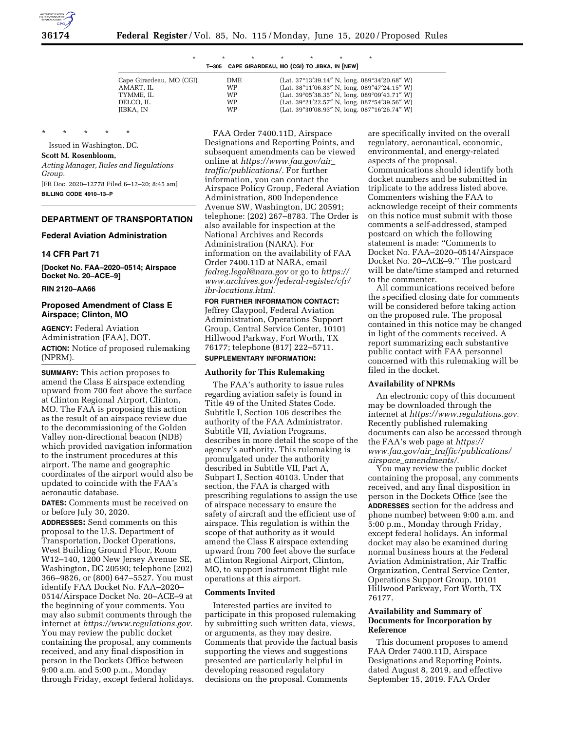\* \* \* \* \* \* \*

**T–305 CAPE GIRARDEAU, MO (CGI) TO JIBKA, IN [NEW]**

| | | |
|---|---|---|
| Cape Girardeau, MO (CGI) | DME | (Lat. 37°13′39.14″ N, long. 089°34′20.68″ W) |
| AMART, IL | WP | (Lat. 38°11′06.83″ N, long. 089°47′24.15″ W) |
| TYMME, IL | WP | (Lat. 39°05′38.35″ N, long. 089°09′43.71″ W) |
| DELCO, IL | WP | (Lat. 39°21′22.57″ N, long. 087°54′39.56″ W) |
| JIBKA, IN | WP | (Lat. 39°30′08.93″ N, long. 087°16′26.74″ W) |

\* \* \* \* \*

Issued in Washington, DC.

**Scott M. Rosenbloom,**

*Acting Manager, Rules and Regulations Group.*

[FR Doc. 2020–12778 Filed 6–12–20; 8:45 am]

**BILLING CODE 4910–13–P**

## DEPARTMENT OF TRANSPORTATION

### Federal Aviation Administration

### 14 CFR Part 71

**[Docket No. FAA–2020–0514; Airspace Docket No. 20–ACE–9]**

**RIN 2120–AA66**

### Proposed Amendment of Class E Airspace; Clinton, MO

**AGENCY:** Federal Aviation Administration (FAA), DOT.

**ACTION:** Notice of proposed rulemaking (NPRM).

**SUMMARY:** This action proposes to amend the Class E airspace extending upward from 700 feet above the surface at Clinton Regional Airport, Clinton, MO. The FAA is proposing this action as the result of an airspace review due to the decommissioning of the Golden Valley non-directional beacon (NDB) which provided navigation information to the instrument procedures at this airport. The name and geographic coordinates of the airport would also be updated to coincide with the FAA's aeronautic database.

**DATES:** Comments must be received on or before July 30, 2020.

**ADDRESSES:** Send comments on this proposal to the U.S. Department of Transportation, Docket Operations, West Building Ground Floor, Room W12–140, 1200 New Jersey Avenue SE, Washington, DC 20590; telephone (202) 366–9826, or (800) 647–5527. You must identify FAA Docket No. FAA–2020–0514/Airspace Docket No. 20–ACE–9 at the beginning of your comments. You may also submit comments through the internet at *https://www.regulations.gov.* You may review the public docket containing the proposal, any comments received, and any final disposition in person in the Dockets Office between 9:00 a.m. and 5:00 p.m., Monday through Friday, except federal holidays.

FAA Order 7400.11D, Airspace Designations and Reporting Points, and subsequent amendments can be viewed online at *https://www.faa.gov/air_traffic/publications/.* For further information, you can contact the Airspace Policy Group, Federal Aviation Administration, 800 Independence Avenue SW, Washington, DC 20591; telephone: (202) 267–8783. The Order is also available for inspection at the National Archives and Records Administration (NARA). For information on the availability of FAA Order 7400.11D at NARA, email *fedreg.legal@nara.gov* or go to *https://www.archives.gov/federal-register/cfr/ibr-locations.html.*

**FOR FURTHER INFORMATION CONTACT:** Jeffrey Claypool, Federal Aviation Administration, Operations Support Group, Central Service Center, 10101 Hillwood Parkway, Fort Worth, TX 76177; telephone (817) 222–5711.

**SUPPLEMENTARY INFORMATION:**

#### Authority for This Rulemaking

The FAA's authority to issue rules regarding aviation safety is found in Title 49 of the United States Code. Subtitle I, Section 106 describes the authority of the FAA Administrator. Subtitle VII, Aviation Programs, describes in more detail the scope of the agency's authority. This rulemaking is promulgated under the authority described in Subtitle VII, Part A, Subpart I, Section 40103. Under that section, the FAA is charged with prescribing regulations to assign the use of airspace necessary to ensure the safety of aircraft and the efficient use of airspace. This regulation is within the scope of that authority as it would amend the Class E airspace extending upward from 700 feet above the surface at Clinton Regional Airport, Clinton, MO, to support instrument flight rule operations at this airport.

#### Comments Invited

Interested parties are invited to participate in this proposed rulemaking by submitting such written data, views, or arguments, as they may desire. Comments that provide the factual basis supporting the views and suggestions presented are particularly helpful in developing reasoned regulatory decisions on the proposal. Comments are specifically invited on the overall regulatory, aeronautical, economic, environmental, and energy-related aspects of the proposal. Communications should identify both docket numbers and be submitted in triplicate to the address listed above. Commenters wishing the FAA to acknowledge receipt of their comments on this notice must submit with those comments a self-addressed, stamped postcard on which the following statement is made: ''Comments to Docket No. FAA–2020–0514/Airspace Docket No. 20–ACE–9.'' The postcard will be date/time stamped and returned to the commenter.

All communications received before the specified closing date for comments will be considered before taking action on the proposed rule. The proposal contained in this notice may be changed in light of the comments received. A report summarizing each substantive public contact with FAA personnel concerned with this rulemaking will be filed in the docket.

#### Availability of NPRMs

An electronic copy of this document may be downloaded through the internet at *https://www.regulations.gov.* Recently published rulemaking documents can also be accessed through the FAA's web page at *https://www.faa.gov/air_traffic/publications/airspace_amendments/.*

You may review the public docket containing the proposal, any comments received, and any final disposition in person in the Dockets Office (see the **ADDRESSES** section for the address and phone number) between 9:00 a.m. and 5:00 p.m., Monday through Friday, except federal holidays. An informal docket may also be examined during normal business hours at the Federal Aviation Administration, Air Traffic Organization, Central Service Center, Operations Support Group, 10101 Hillwood Parkway, Fort Worth, TX 76177.

#### Availability and Summary of Documents for Incorporation by Reference

This document proposes to amend FAA Order 7400.11D, Airspace Designations and Reporting Points, dated August 8, 2019, and effective September 15, 2019. FAA Order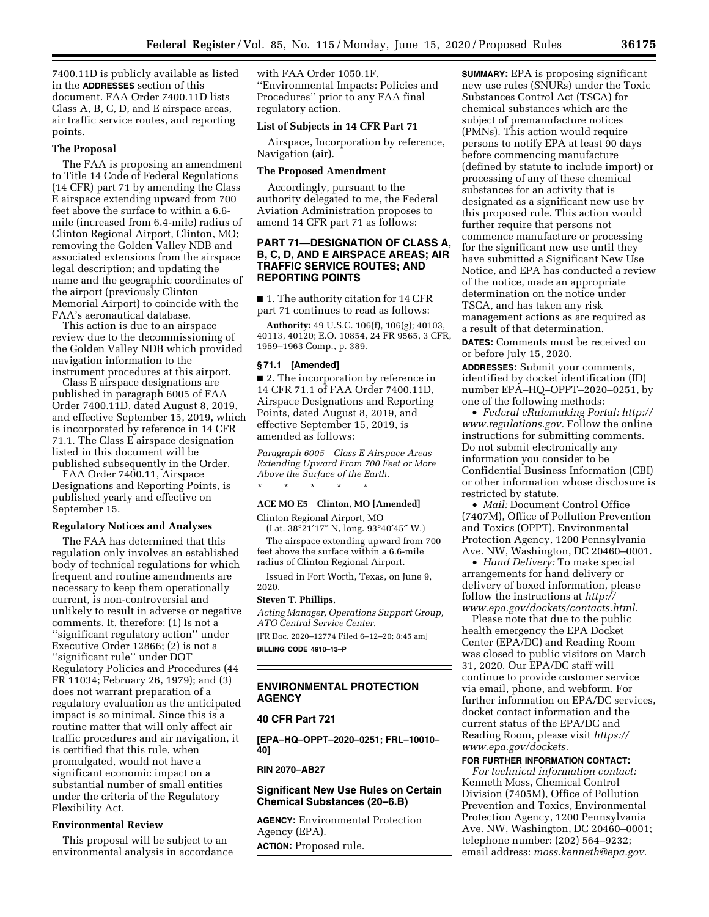7400.11D is publicly available as listed in the **ADDRESSES** section of this document. FAA Order 7400.11D lists Class A, B, C, D, and E airspace areas, air traffic service routes, and reporting points.

### The Proposal

The FAA is proposing an amendment to Title 14 Code of Federal Regulations (14 CFR) part 71 by amending the Class E airspace extending upward from 700 feet above the surface to within a 6.6-mile (increased from 6.4-mile) radius of Clinton Regional Airport, Clinton, MO; removing the Golden Valley NDB and associated extensions from the airspace legal description; and updating the name and the geographic coordinates of the airport (previously Clinton Memorial Airport) to coincide with the FAA's aeronautical database.

This action is due to an airspace review due to the decommissioning of the Golden Valley NDB which provided navigation information to the instrument procedures at this airport.

Class E airspace designations are published in paragraph 6005 of FAA Order 7400.11D, dated August 8, 2019, and effective September 15, 2019, which is incorporated by reference in 14 CFR 71.1. The Class E airspace designation listed in this document will be published subsequently in the Order.

FAA Order 7400.11, Airspace Designations and Reporting Points, is published yearly and effective on September 15.

### Regulatory Notices and Analyses

The FAA has determined that this regulation only involves an established body of technical regulations for which frequent and routine amendments are necessary to keep them operationally current, is non-controversial and unlikely to result in adverse or negative comments. It, therefore: (1) Is not a ''significant regulatory action'' under Executive Order 12866; (2) is not a ''significant rule'' under DOT Regulatory Policies and Procedures (44 FR 11034; February 26, 1979); and (3) does not warrant preparation of a regulatory evaluation as the anticipated impact is so minimal. Since this is a routine matter that will only affect air traffic procedures and air navigation, it is certified that this rule, when promulgated, would not have a significant economic impact on a substantial number of small entities under the criteria of the Regulatory Flexibility Act.

### Environmental Review

This proposal will be subject to an environmental analysis in accordance with FAA Order 1050.1F, ''Environmental Impacts: Policies and Procedures'' prior to any FAA final regulatory action.

### List of Subjects in 14 CFR Part 71

Airspace, Incorporation by reference, Navigation (air).

### The Proposed Amendment

Accordingly, pursuant to the authority delegated to me, the Federal Aviation Administration proposes to amend 14 CFR part 71 as follows:

## PART 71—DESIGNATION OF CLASS A, B, C, D, AND E AIRSPACE AREAS; AIR TRAFFIC SERVICE ROUTES; AND REPORTING POINTS

■ 1. The authority citation for 14 CFR part 71 continues to read as follows:

**Authority:** 49 U.S.C. 106(f), 106(g); 40103, 40113, 40120; E.O. 10854, 24 FR 9565, 3 CFR, 1959–1963 Comp., p. 389.

### § 71.1 [Amended]

■ 2. The incorporation by reference in 14 CFR 71.1 of FAA Order 7400.11D, Airspace Designations and Reporting Points, dated August 8, 2019, and effective September 15, 2019, is amended as follows:

*Paragraph 6005 Class E Airspace Areas Extending Upward From 700 Feet or More Above the Surface of the Earth.*

\* \* \* \* \*

**ACE MO E5 Clinton, MO [Amended]**

Clinton Regional Airport, MO
(Lat. 38°21′17″ N, long. 93°40′45″ W.)

The airspace extending upward from 700 feet above the surface within a 6.6-mile radius of Clinton Regional Airport.

Issued in Fort Worth, Texas, on June 9, 2020.

**Steven T. Phillips,**
*Acting Manager, Operations Support Group, ATO Central Service Center.*

[FR Doc. 2020–12774 Filed 6–12–20; 8:45 am]

**BILLING CODE 4910–13–P**

## ENVIRONMENTAL PROTECTION AGENCY

### 40 CFR Part 721

**[EPA–HQ–OPPT–2020–0251; FRL–10010–40]**

**RIN 2070–AB27**

### Significant New Use Rules on Certain Chemical Substances (20–6.B)

**AGENCY:** Environmental Protection Agency (EPA).

**ACTION:** Proposed rule.

**SUMMARY:** EPA is proposing significant new use rules (SNURs) under the Toxic Substances Control Act (TSCA) for chemical substances which are the subject of premanufacture notices (PMNs). This action would require persons to notify EPA at least 90 days before commencing manufacture (defined by statute to include import) or processing of any of these chemical substances for an activity that is designated as a significant new use by this proposed rule. This action would further require that persons not commence manufacture or processing for the significant new use until they have submitted a Significant New Use Notice, and EPA has conducted a review of the notice, made an appropriate determination on the notice under TSCA, and has taken any risk management actions as are required as a result of that determination.

**DATES:** Comments must be received on or before July 15, 2020.

**ADDRESSES:** Submit your comments, identified by docket identification (ID) number EPA–HQ–OPPT–2020–0251, by one of the following methods:

- *Federal eRulemaking Portal: http://www.regulations.gov.* Follow the online instructions for submitting comments. Do not submit electronically any information you consider to be Confidential Business Information (CBI) or other information whose disclosure is restricted by statute.
- *Mail:* Document Control Office (7407M), Office of Pollution Prevention and Toxics (OPPT), Environmental Protection Agency, 1200 Pennsylvania Ave. NW, Washington, DC 20460–0001.
- *Hand Delivery:* To make special arrangements for hand delivery or delivery of boxed information, please follow the instructions at *http://www.epa.gov/dockets/contacts.html.*

Please note that due to the public health emergency the EPA Docket Center (EPA/DC) and Reading Room was closed to public visitors on March 31, 2020. Our EPA/DC staff will continue to provide customer service via email, phone, and webform. For further information on EPA/DC services, docket contact information and the current status of the EPA/DC and Reading Room, please visit *https://www.epa.gov/dockets.*

**FOR FURTHER INFORMATION CONTACT:**

*For technical information contact:* Kenneth Moss, Chemical Control Division (7405M), Office of Pollution Prevention and Toxics, Environmental Protection Agency, 1200 Pennsylvania Ave. NW, Washington, DC 20460–0001; telephone number: (202) 564–9232; email address: *moss.kenneth@epa.gov.*